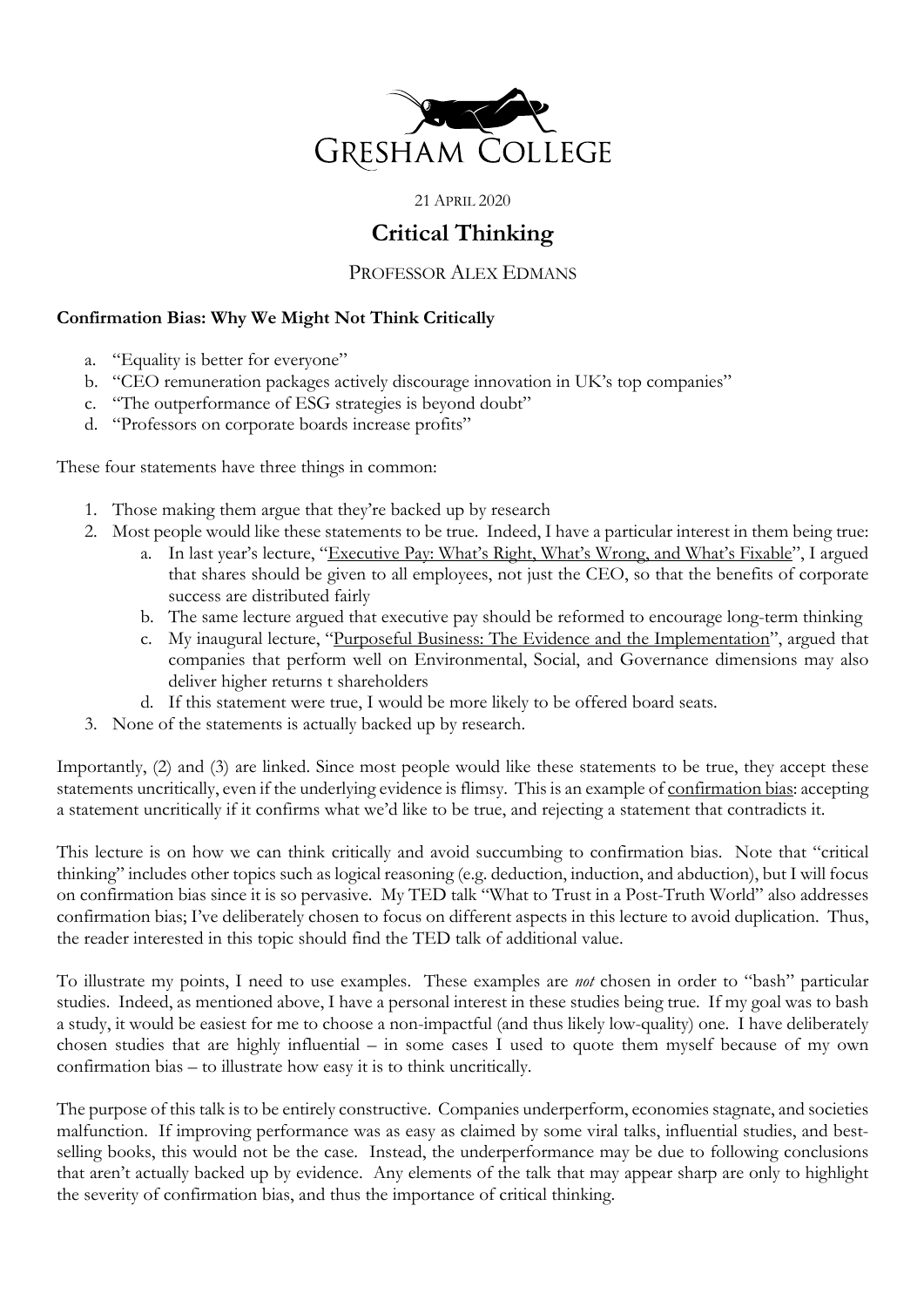# GRESHAM COLLEGE

21 APRIL 2020

# Critical Thinking

## PROFESSOR ALEX EDMANS

**Confirmation Bias: Why We Might Not Think Critically**

a. "Equality is better for everyone"
b. "CEO remuneration packages actively discourage innovation in UK's top companies"
c. "The outperformance of ESG strategies is beyond doubt"
d. "Professors on corporate boards increase profits"

These four statements have three things in common:

1. Those making them argue that they're backed up by research
2. Most people would like these statements to be true. Indeed, I have a particular interest in them being true:
   a. In last year's lecture, "Executive Pay: What's Right, What's Wrong, and What's Fixable", I argued that shares should be given to all employees, not just the CEO, so that the benefits of corporate success are distributed fairly
   b. The same lecture argued that executive pay should be reformed to encourage long-term thinking
   c. My inaugural lecture, "Purposeful Business: The Evidence and the Implementation", argued that companies that perform well on Environmental, Social, and Governance dimensions may also deliver higher returns t shareholders
   d. If this statement were true, I would be more likely to be offered board seats.
3. None of the statements is actually backed up by research.

Importantly, (2) and (3) are linked. Since most people would like these statements to be true, they accept these statements uncritically, even if the underlying evidence is flimsy. This is an example of confirmation bias: accepting a statement uncritically if it confirms what we'd like to be true, and rejecting a statement that contradicts it.

This lecture is on how we can think critically and avoid succumbing to confirmation bias. Note that "critical thinking" includes other topics such as logical reasoning (e.g. deduction, induction, and abduction), but I will focus on confirmation bias since it is so pervasive. My TED talk "What to Trust in a Post-Truth World" also addresses confirmation bias; I've deliberately chosen to focus on different aspects in this lecture to avoid duplication. Thus, the reader interested in this topic should find the TED talk of additional value.

To illustrate my points, I need to use examples. These examples are *not* chosen in order to "bash" particular studies. Indeed, as mentioned above, I have a personal interest in these studies being true. If my goal was to bash a study, it would be easiest for me to choose a non-impactful (and thus likely low-quality) one. I have deliberately chosen studies that are highly influential – in some cases I used to quote them myself because of my own confirmation bias – to illustrate how easy it is to think uncritically.

The purpose of this talk is to be entirely constructive. Companies underperform, economies stagnate, and societies malfunction. If improving performance was as easy as claimed by some viral talks, influential studies, and best-selling books, this would not be the case. Instead, the underperformance may be due to following conclusions that aren't actually backed up by evidence. Any elements of the talk that may appear sharp are only to highlight the severity of confirmation bias, and thus the importance of critical thinking.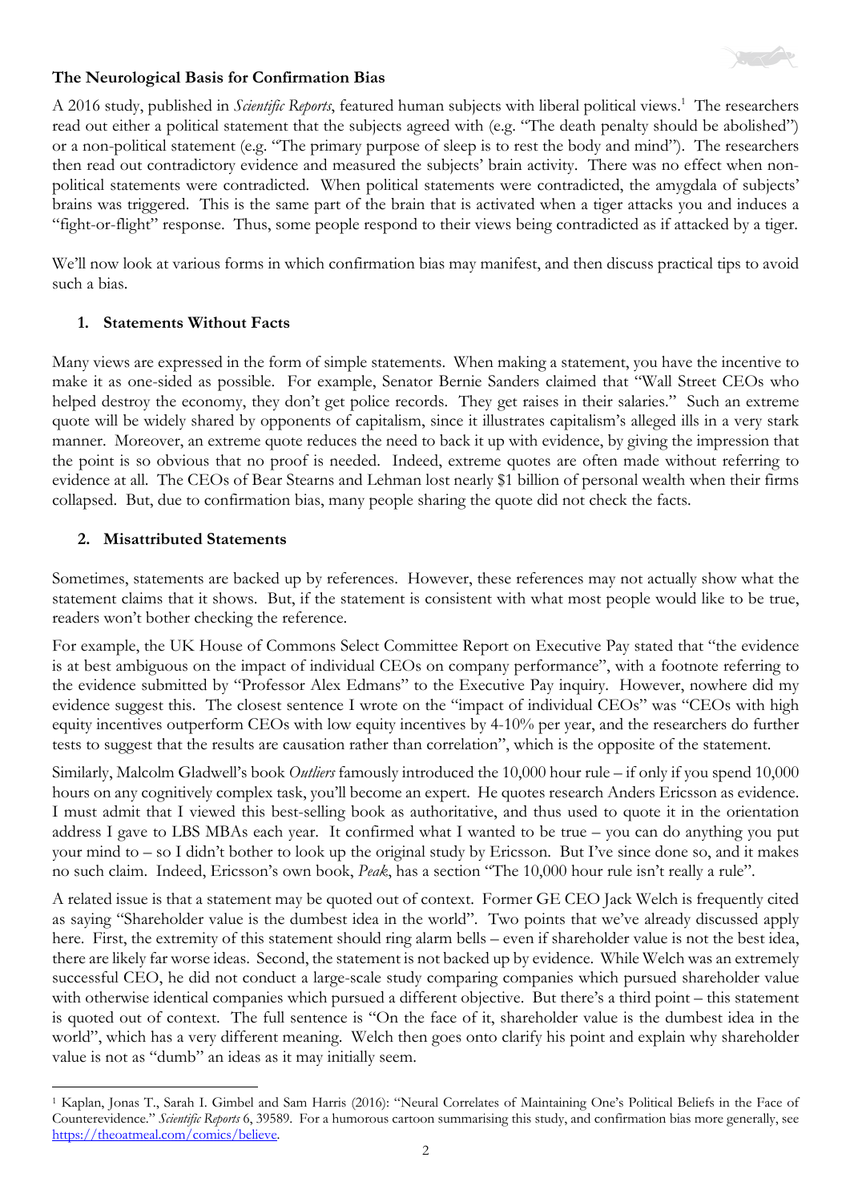**The Neurological Basis for Confirmation Bias**

A 2016 study, published in *Scientific Reports*, featured human subjects with liberal political views.[1] The researchers read out either a political statement that the subjects agreed with (e.g. "The death penalty should be abolished") or a non-political statement (e.g. "The primary purpose of sleep is to rest the body and mind"). The researchers then read out contradictory evidence and measured the subjects' brain activity. There was no effect when non-political statements were contradicted. When political statements were contradicted, the amygdala of subjects' brains was triggered. This is the same part of the brain that is activated when a tiger attacks you and induces a "fight-or-flight" response. Thus, some people respond to their views being contradicted as if attacked by a tiger.

We'll now look at various forms in which confirmation bias may manifest, and then discuss practical tips to avoid such a bias.

1. **Statements Without Facts**

Many views are expressed in the form of simple statements. When making a statement, you have the incentive to make it as one-sided as possible. For example, Senator Bernie Sanders claimed that "Wall Street CEOs who helped destroy the economy, they don't get police records. They get raises in their salaries." Such an extreme quote will be widely shared by opponents of capitalism, since it illustrates capitalism's alleged ills in a very stark manner. Moreover, an extreme quote reduces the need to back it up with evidence, by giving the impression that the point is so obvious that no proof is needed. Indeed, extreme quotes are often made without referring to evidence at all. The CEOs of Bear Stearns and Lehman lost nearly $1 billion of personal wealth when their firms collapsed. But, due to confirmation bias, many people sharing the quote did not check the facts.

2. **Misattributed Statements**

Sometimes, statements are backed up by references. However, these references may not actually show what the statement claims that it shows. But, if the statement is consistent with what most people would like to be true, readers won't bother checking the reference.

For example, the UK House of Commons Select Committee Report on Executive Pay stated that "the evidence is at best ambiguous on the impact of individual CEOs on company performance", with a footnote referring to the evidence submitted by "Professor Alex Edmans" to the Executive Pay inquiry. However, nowhere did my evidence suggest this. The closest sentence I wrote on the "impact of individual CEOs" was "CEOs with high equity incentives outperform CEOs with low equity incentives by 4-10% per year, and the researchers do further tests to suggest that the results are causation rather than correlation", which is the opposite of the statement.

Similarly, Malcolm Gladwell's book *Outliers* famously introduced the 10,000 hour rule – if only if you spend 10,000 hours on any cognitively complex task, you'll become an expert. He quotes research Anders Ericsson as evidence. I must admit that I viewed this best-selling book as authoritative, and thus used to quote it in the orientation address I gave to LBS MBAs each year. It confirmed what I wanted to be true – you can do anything you put your mind to – so I didn't bother to look up the original study by Ericsson. But I've since done so, and it makes no such claim. Indeed, Ericsson's own book, *Peak*, has a section "The 10,000 hour rule isn't really a rule".

A related issue is that a statement may be quoted out of context. Former GE CEO Jack Welch is frequently cited as saying "Shareholder value is the dumbest idea in the world". Two points that we've already discussed apply here. First, the extremity of this statement should ring alarm bells – even if shareholder value is not the best idea, there are likely far worse ideas. Second, the statement is not backed up by evidence. While Welch was an extremely successful CEO, he did not conduct a large-scale study comparing companies which pursued shareholder value with otherwise identical companies which pursued a different objective. But there's a third point – this statement is quoted out of context. The full sentence is "On the face of it, shareholder value is the dumbest idea in the world", which has a very different meaning. Welch then goes onto clarify his point and explain why shareholder value is not as "dumb" an ideas as it may initially seem.

---

[1] Kaplan, Jonas T., Sarah I. Gimbel and Sam Harris (2016): "Neural Correlates of Maintaining One's Political Beliefs in the Face of Counterevidence." *Scientific Reports* 6, 39589. For a humorous cartoon summarising this study, and confirmation bias more generally, see https://theoatmeal.com/comics/believe.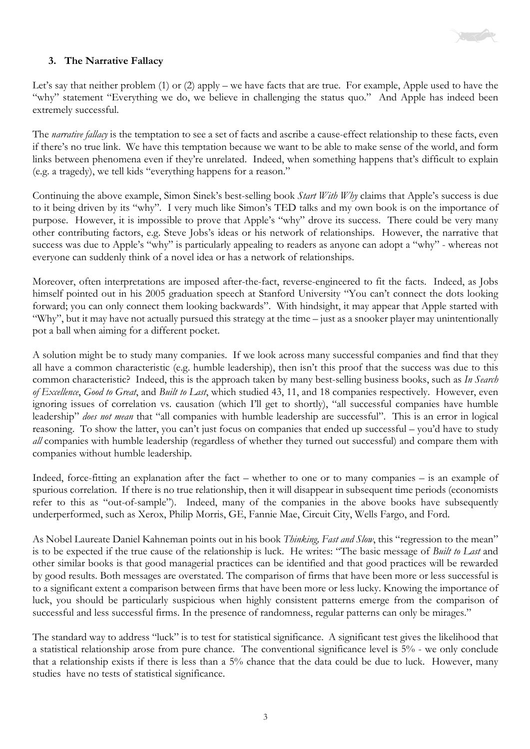### 3. The Narrative Fallacy

Let's say that neither problem (1) or (2) apply – we have facts that are true. For example, Apple used to have the "why" statement "Everything we do, we believe in challenging the status quo." And Apple has indeed been extremely successful.

The *narrative fallacy* is the temptation to see a set of facts and ascribe a cause-effect relationship to these facts, even if there's no true link. We have this temptation because we want to be able to make sense of the world, and form links between phenomena even if they're unrelated. Indeed, when something happens that's difficult to explain (e.g. a tragedy), we tell kids "everything happens for a reason."

Continuing the above example, Simon Sinek's best-selling book *Start With Why* claims that Apple's success is due to it being driven by its "why". I very much like Simon's TED talks and my own book is on the importance of purpose. However, it is impossible to prove that Apple's "why" drove its success. There could be very many other contributing factors, e.g. Steve Jobs's ideas or his network of relationships. However, the narrative that success was due to Apple's "why" is particularly appealing to readers as anyone can adopt a "why" - whereas not everyone can suddenly think of a novel idea or has a network of relationships.

Moreover, often interpretations are imposed after-the-fact, reverse-engineered to fit the facts. Indeed, as Jobs himself pointed out in his 2005 graduation speech at Stanford University "You can't connect the dots looking forward; you can only connect them looking backwards". With hindsight, it may appear that Apple started with "Why", but it may have not actually pursued this strategy at the time – just as a snooker player may unintentionally pot a ball when aiming for a different pocket.

A solution might be to study many companies. If we look across many successful companies and find that they all have a common characteristic (e.g. humble leadership), then isn't this proof that the success was due to this common characteristic? Indeed, this is the approach taken by many best-selling business books, such as *In Search of Excellence*, *Good to Great*, and *Built to Last*, which studied 43, 11, and 18 companies respectively. However, even ignoring issues of correlation vs. causation (which I'll get to shortly), "all successful companies have humble leadership" *does not mean* that "all companies with humble leadership are successful". This is an error in logical reasoning. To show the latter, you can't just focus on companies that ended up successful – you'd have to study *all* companies with humble leadership (regardless of whether they turned out successful) and compare them with companies without humble leadership.

Indeed, force-fitting an explanation after the fact – whether to one or to many companies – is an example of spurious correlation. If there is no true relationship, then it will disappear in subsequent time periods (economists refer to this as "out-of-sample"). Indeed, many of the companies in the above books have subsequently underperformed, such as Xerox, Philip Morris, GE, Fannie Mae, Circuit City, Wells Fargo, and Ford.

As Nobel Laureate Daniel Kahneman points out in his book *Thinking, Fast and Slow*, this "regression to the mean" is to be expected if the true cause of the relationship is luck. He writes: "The basic message of *Built to Last* and other similar books is that good managerial practices can be identified and that good practices will be rewarded by good results. Both messages are overstated. The comparison of firms that have been more or less successful is to a significant extent a comparison between firms that have been more or less lucky. Knowing the importance of luck, you should be particularly suspicious when highly consistent patterns emerge from the comparison of successful and less successful firms. In the presence of randomness, regular patterns can only be mirages."

The standard way to address "luck" is to test for statistical significance. A significant test gives the likelihood that a statistical relationship arose from pure chance. The conventional significance level is 5% - we only conclude that a relationship exists if there is less than a 5% chance that the data could be due to luck. However, many studies have no tests of statistical significance.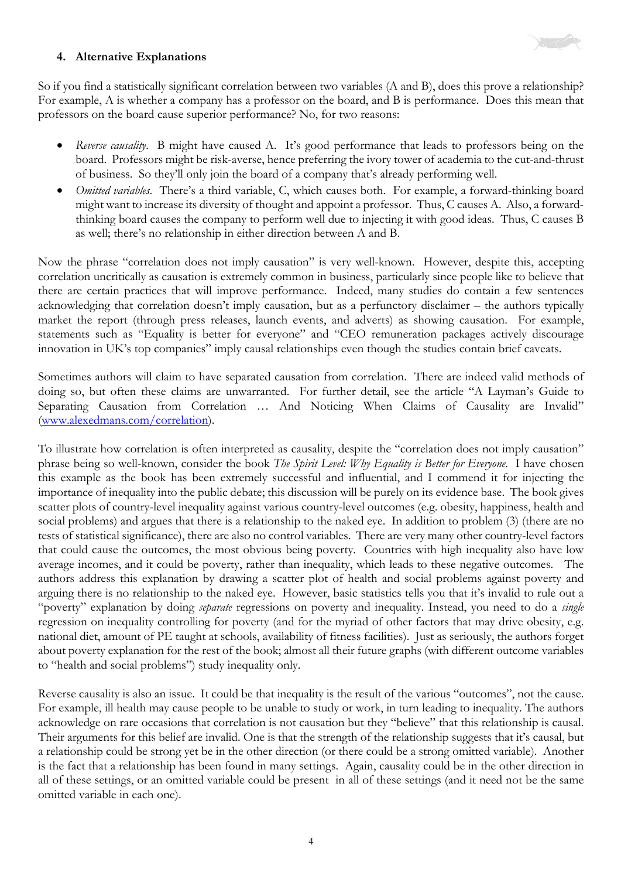## 4. Alternative Explanations

So if you find a statistically significant correlation between two variables (A and B), does this prove a relationship? For example, A is whether a company has a professor on the board, and B is performance. Does this mean that professors on the board cause superior performance? No, for two reasons:

- *Reverse causality*. B might have caused A. It's good performance that leads to professors being on the board. Professors might be risk-averse, hence preferring the ivory tower of academia to the cut-and-thrust of business. So they'll only join the board of a company that's already performing well.
- *Omitted variables*. There's a third variable, C, which causes both. For example, a forward-thinking board might want to increase its diversity of thought and appoint a professor. Thus, C causes A. Also, a forward-thinking board causes the company to perform well due to injecting it with good ideas. Thus, C causes B as well; there's no relationship in either direction between A and B.

Now the phrase "correlation does not imply causation" is very well-known. However, despite this, accepting correlation uncritically as causation is extremely common in business, particularly since people like to believe that there are certain practices that will improve performance. Indeed, many studies do contain a few sentences acknowledging that correlation doesn't imply causation, but as a perfunctory disclaimer – the authors typically market the report (through press releases, launch events, and adverts) as showing causation. For example, statements such as "Equality is better for everyone" and "CEO remuneration packages actively discourage innovation in UK's top companies" imply causal relationships even though the studies contain brief caveats.

Sometimes authors will claim to have separated causation from correlation. There are indeed valid methods of doing so, but often these claims are unwarranted. For further detail, see the article "A Layman's Guide to Separating Causation from Correlation … And Noticing When Claims of Causality are Invalid" ([www.alexedmans.com/correlation](www.alexedmans.com/correlation)).

To illustrate how correlation is often interpreted as causality, despite the "correlation does not imply causation" phrase being so well-known, consider the book *The Spirit Level: Why Equality is Better for Everyone*. I have chosen this example as the book has been extremely successful and influential, and I commend it for injecting the importance of inequality into the public debate; this discussion will be purely on its evidence base. The book gives scatter plots of country-level inequality against various country-level outcomes (e.g. obesity, happiness, health and social problems) and argues that there is a relationship to the naked eye. In addition to problem (3) (there are no tests of statistical significance), there are also no control variables. There are very many other country-level factors that could cause the outcomes, the most obvious being poverty. Countries with high inequality also have low average incomes, and it could be poverty, rather than inequality, which leads to these negative outcomes. The authors address this explanation by drawing a scatter plot of health and social problems against poverty and arguing there is no relationship to the naked eye. However, basic statistics tells you that it's invalid to rule out a "poverty" explanation by doing *separate* regressions on poverty and inequality. Instead, you need to do a *single* regression on inequality controlling for poverty (and for the myriad of other factors that may drive obesity, e.g. national diet, amount of PE taught at schools, availability of fitness facilities). Just as seriously, the authors forget about poverty explanation for the rest of the book; almost all their future graphs (with different outcome variables to "health and social problems") study inequality only.

Reverse causality is also an issue. It could be that inequality is the result of the various "outcomes", not the cause. For example, ill health may cause people to be unable to study or work, in turn leading to inequality. The authors acknowledge on rare occasions that correlation is not causation but they "believe" that this relationship is causal. Their arguments for this belief are invalid. One is that the strength of the relationship suggests that it's causal, but a relationship could be strong yet be in the other direction (or there could be a strong omitted variable). Another is the fact that a relationship has been found in many settings. Again, causality could be in the other direction in all of these settings, or an omitted variable could be present in all of these settings (and it need not be the same omitted variable in each one).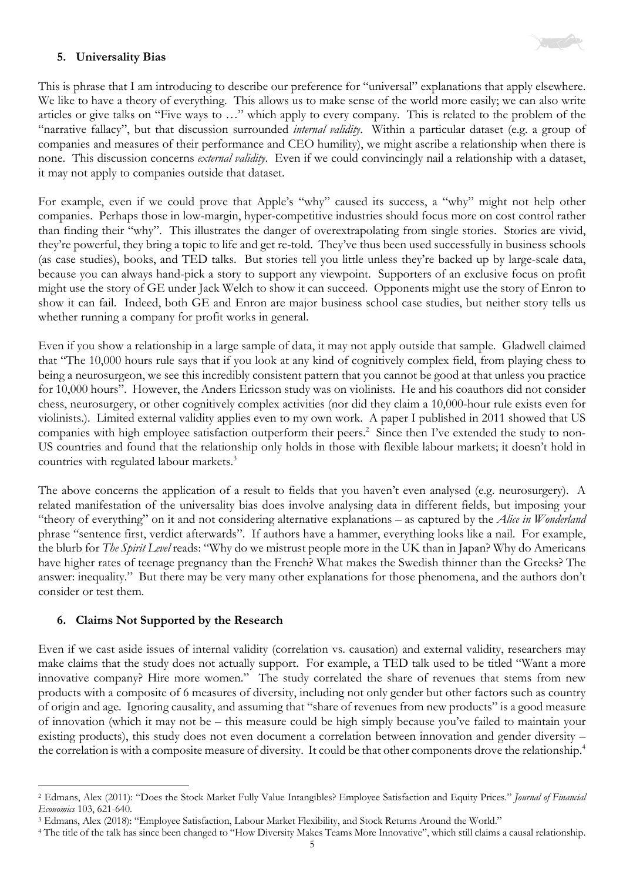## 5. Universality Bias

This is phrase that I am introducing to describe our preference for "universal" explanations that apply elsewhere. We like to have a theory of everything. This allows us to make sense of the world more easily; we can also write articles or give talks on "Five ways to …" which apply to every company. This is related to the problem of the "narrative fallacy", but that discussion surrounded *internal validity*. Within a particular dataset (e.g. a group of companies and measures of their performance and CEO humility), we might ascribe a relationship when there is none. This discussion concerns *external validity*. Even if we could convincingly nail a relationship with a dataset, it may not apply to companies outside that dataset.

For example, even if we could prove that Apple's "why" caused its success, a "why" might not help other companies. Perhaps those in low-margin, hyper-competitive industries should focus more on cost control rather than finding their "why". This illustrates the danger of overextrapolating from single stories. Stories are vivid, they're powerful, they bring a topic to life and get re-told. They've thus been used successfully in business schools (as case studies), books, and TED talks. But stories tell you little unless they're backed up by large-scale data, because you can always hand-pick a story to support any viewpoint. Supporters of an exclusive focus on profit might use the story of GE under Jack Welch to show it can succeed. Opponents might use the story of Enron to show it can fail. Indeed, both GE and Enron are major business school case studies, but neither story tells us whether running a company for profit works in general.

Even if you show a relationship in a large sample of data, it may not apply outside that sample. Gladwell claimed that "The 10,000 hours rule says that if you look at any kind of cognitively complex field, from playing chess to being a neurosurgeon, we see this incredibly consistent pattern that you cannot be good at that unless you practice for 10,000 hours". However, the Anders Ericsson study was on violinists. He and his coauthors did not consider chess, neurosurgery, or other cognitively complex activities (nor did they claim a 10,000-hour rule exists even for violinists.). Limited external validity applies even to my own work. A paper I published in 2011 showed that US companies with high employee satisfaction outperform their peers.[2] Since then I've extended the study to non-US countries and found that the relationship only holds in those with flexible labour markets; it doesn't hold in countries with regulated labour markets.[3]

The above concerns the application of a result to fields that you haven't even analysed (e.g. neurosurgery). A related manifestation of the universality bias does involve analysing data in different fields, but imposing your "theory of everything" on it and not considering alternative explanations – as captured by the *Alice in Wonderland* phrase "sentence first, verdict afterwards". If authors have a hammer, everything looks like a nail. For example, the blurb for *The Spirit Level* reads: "Why do we mistrust people more in the UK than in Japan? Why do Americans have higher rates of teenage pregnancy than the French? What makes the Swedish thinner than the Greeks? The answer: inequality." But there may be very many other explanations for those phenomena, and the authors don't consider or test them.

## 6. Claims Not Supported by the Research

Even if we cast aside issues of internal validity (correlation vs. causation) and external validity, researchers may make claims that the study does not actually support. For example, a TED talk used to be titled "Want a more innovative company? Hire more women." The study correlated the share of revenues that stems from new products with a composite of 6 measures of diversity, including not only gender but other factors such as country of origin and age. Ignoring causality, and assuming that "share of revenues from new products" is a good measure of innovation (which it may not be – this measure could be high simply because you've failed to maintain your existing products), this study does not even document a correlation between innovation and gender diversity – the correlation is with a composite measure of diversity. It could be that other components drove the relationship.[4]

---

[2] Edmans, Alex (2011): "Does the Stock Market Fully Value Intangibles? Employee Satisfaction and Equity Prices." *Journal of Financial Economics* 103, 621-640.

[3] Edmans, Alex (2018): "Employee Satisfaction, Labour Market Flexibility, and Stock Returns Around the World."

[4] The title of the talk has since been changed to "How Diversity Makes Teams More Innovative", which still claims a causal relationship.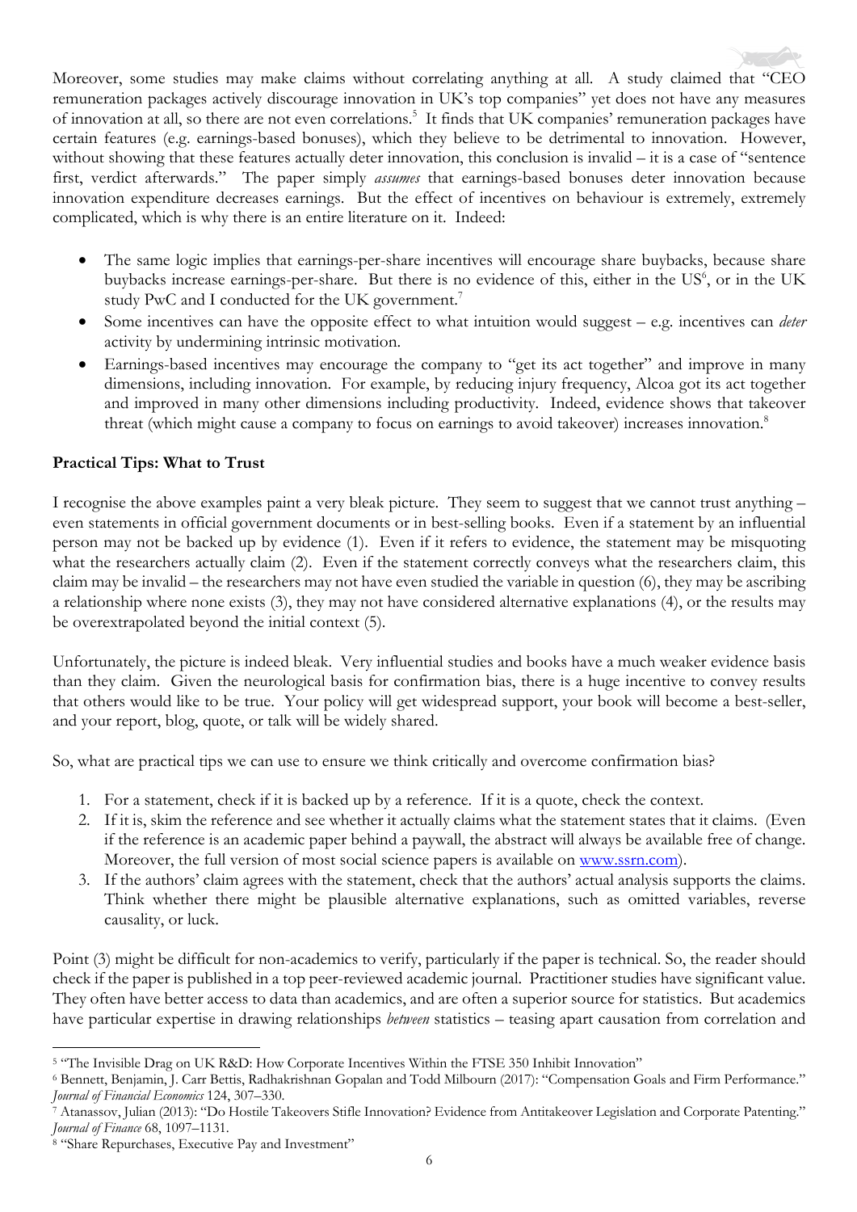Moreover, some studies may make claims without correlating anything at all. A study claimed that "CEO remuneration packages actively discourage innovation in UK's top companies" yet does not have any measures of innovation at all, so there are not even correlations.[5] It finds that UK companies' remuneration packages have certain features (e.g. earnings-based bonuses), which they believe to be detrimental to innovation. However, without showing that these features actually deter innovation, this conclusion is invalid – it is a case of "sentence first, verdict afterwards." The paper simply *assumes* that earnings-based bonuses deter innovation because innovation expenditure decreases earnings. But the effect of incentives on behaviour is extremely, extremely complicated, which is why there is an entire literature on it. Indeed:

- The same logic implies that earnings-per-share incentives will encourage share buybacks, because share buybacks increase earnings-per-share. But there is no evidence of this, either in the US[6], or in the UK study PwC and I conducted for the UK government.[7]
- Some incentives can have the opposite effect to what intuition would suggest – e.g. incentives can *deter* activity by undermining intrinsic motivation.
- Earnings-based incentives may encourage the company to "get its act together" and improve in many dimensions, including innovation. For example, by reducing injury frequency, Alcoa got its act together and improved in many other dimensions including productivity. Indeed, evidence shows that takeover threat (which might cause a company to focus on earnings to avoid takeover) increases innovation.[8]

**Practical Tips: What to Trust**

I recognise the above examples paint a very bleak picture. They seem to suggest that we cannot trust anything – even statements in official government documents or in best-selling books. Even if a statement by an influential person may not be backed up by evidence (1). Even if it refers to evidence, the statement may be misquoting what the researchers actually claim (2). Even if the statement correctly conveys what the researchers claim, this claim may be invalid – the researchers may not have even studied the variable in question (6), they may be ascribing a relationship where none exists (3), they may not have considered alternative explanations (4), or the results may be overextrapolated beyond the initial context (5).

Unfortunately, the picture is indeed bleak. Very influential studies and books have a much weaker evidence basis than they claim. Given the neurological basis for confirmation bias, there is a huge incentive to convey results that others would like to be true. Your policy will get widespread support, your book will become a best-seller, and your report, blog, quote, or talk will be widely shared.

So, what are practical tips we can use to ensure we think critically and overcome confirmation bias?

1. For a statement, check if it is backed up by a reference. If it is a quote, check the context.
2. If it is, skim the reference and see whether it actually claims what the statement states that it claims. (Even if the reference is an academic paper behind a paywall, the abstract will always be available free of change. Moreover, the full version of most social science papers is available on www.ssrn.com).
3. If the authors' claim agrees with the statement, check that the authors' actual analysis supports the claims. Think whether there might be plausible alternative explanations, such as omitted variables, reverse causality, or luck.

Point (3) might be difficult for non-academics to verify, particularly if the paper is technical. So, the reader should check if the paper is published in a top peer-reviewed academic journal. Practitioner studies have significant value. They often have better access to data than academics, and are often a superior source for statistics. But academics have particular expertise in drawing relationships *between* statistics – teasing apart causation from correlation and

---

[5] "The Invisible Drag on UK R&D: How Corporate Incentives Within the FTSE 350 Inhibit Innovation"

[6] Bennett, Benjamin, J. Carr Bettis, Radhakrishnan Gopalan and Todd Milbourn (2017): "Compensation Goals and Firm Performance." *Journal of Financial Economics* 124, 307–330.

[7] Atanassov, Julian (2013): "Do Hostile Takeovers Stifle Innovation? Evidence from Antitakeover Legislation and Corporate Patenting." *Journal of Finance* 68, 1097–1131.

[8] "Share Repurchases, Executive Pay and Investment"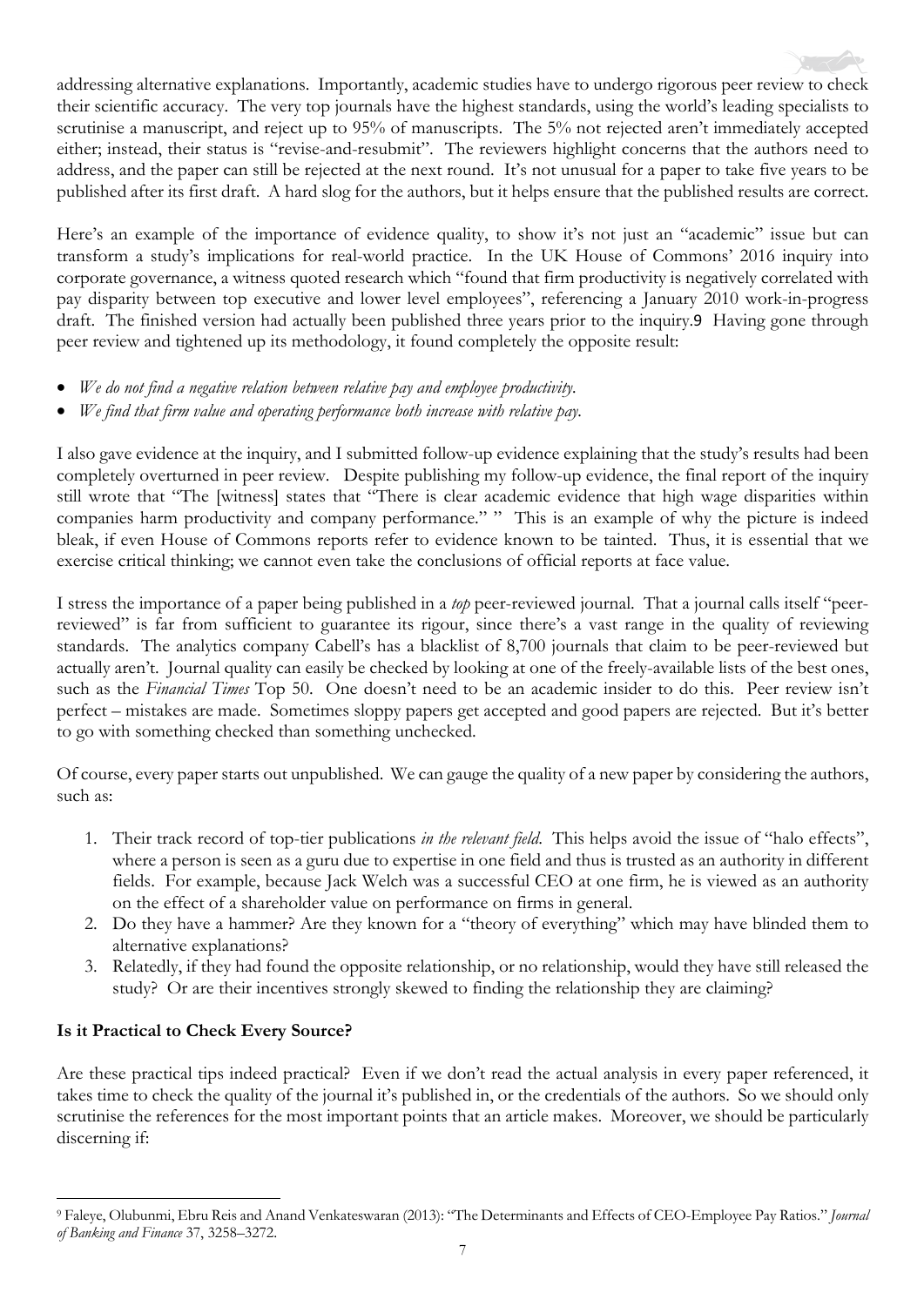addressing alternative explanations. Importantly, academic studies have to undergo rigorous peer review to check their scientific accuracy. The very top journals have the highest standards, using the world's leading specialists to scrutinise a manuscript, and reject up to 95% of manuscripts. The 5% not rejected aren't immediately accepted either; instead, their status is "revise-and-resubmit". The reviewers highlight concerns that the authors need to address, and the paper can still be rejected at the next round. It's not unusual for a paper to take five years to be published after its first draft. A hard slog for the authors, but it helps ensure that the published results are correct.

Here's an example of the importance of evidence quality, to show it's not just an "academic" issue but can transform a study's implications for real-world practice. In the UK House of Commons' 2016 inquiry into corporate governance, a witness quoted research which "found that firm productivity is negatively correlated with pay disparity between top executive and lower level employees", referencing a January 2010 work-in-progress draft. The finished version had actually been published three years prior to the inquiry.[9] Having gone through peer review and tightened up its methodology, it found completely the opposite result:

- *We do not find a negative relation between relative pay and employee productivity.*
- *We find that firm value and operating performance both increase with relative pay.*

I also gave evidence at the inquiry, and I submitted follow-up evidence explaining that the study's results had been completely overturned in peer review. Despite publishing my follow-up evidence, the final report of the inquiry still wrote that "The [witness] states that "There is clear academic evidence that high wage disparities within companies harm productivity and company performance." " This is an example of why the picture is indeed bleak, if even House of Commons reports refer to evidence known to be tainted. Thus, it is essential that we exercise critical thinking; we cannot even take the conclusions of official reports at face value.

I stress the importance of a paper being published in a *top* peer-reviewed journal. That a journal calls itself "peer-reviewed" is far from sufficient to guarantee its rigour, since there's a vast range in the quality of reviewing standards. The analytics company Cabell's has a blacklist of 8,700 journals that claim to be peer-reviewed but actually aren't. Journal quality can easily be checked by looking at one of the freely-available lists of the best ones, such as the *Financial Times* Top 50. One doesn't need to be an academic insider to do this. Peer review isn't perfect – mistakes are made. Sometimes sloppy papers get accepted and good papers are rejected. But it's better to go with something checked than something unchecked.

Of course, every paper starts out unpublished. We can gauge the quality of a new paper by considering the authors, such as:

1. Their track record of top-tier publications *in the relevant field*. This helps avoid the issue of "halo effects", where a person is seen as a guru due to expertise in one field and thus is trusted as an authority in different fields. For example, because Jack Welch was a successful CEO at one firm, he is viewed as an authority on the effect of a shareholder value on performance on firms in general.
2. Do they have a hammer? Are they known for a "theory of everything" which may have blinded them to alternative explanations?
3. Relatedly, if they had found the opposite relationship, or no relationship, would they have still released the study? Or are their incentives strongly skewed to finding the relationship they are claiming?

**Is it Practical to Check Every Source?**

Are these practical tips indeed practical? Even if we don't read the actual analysis in every paper referenced, it takes time to check the quality of the journal it's published in, or the credentials of the authors. So we should only scrutinise the references for the most important points that an article makes. Moreover, we should be particularly discerning if:

[9] Faleye, Olubunmi, Ebru Reis and Anand Venkateswaran (2013): "The Determinants and Effects of CEO-Employee Pay Ratios." *Journal of Banking and Finance* 37, 3258–3272.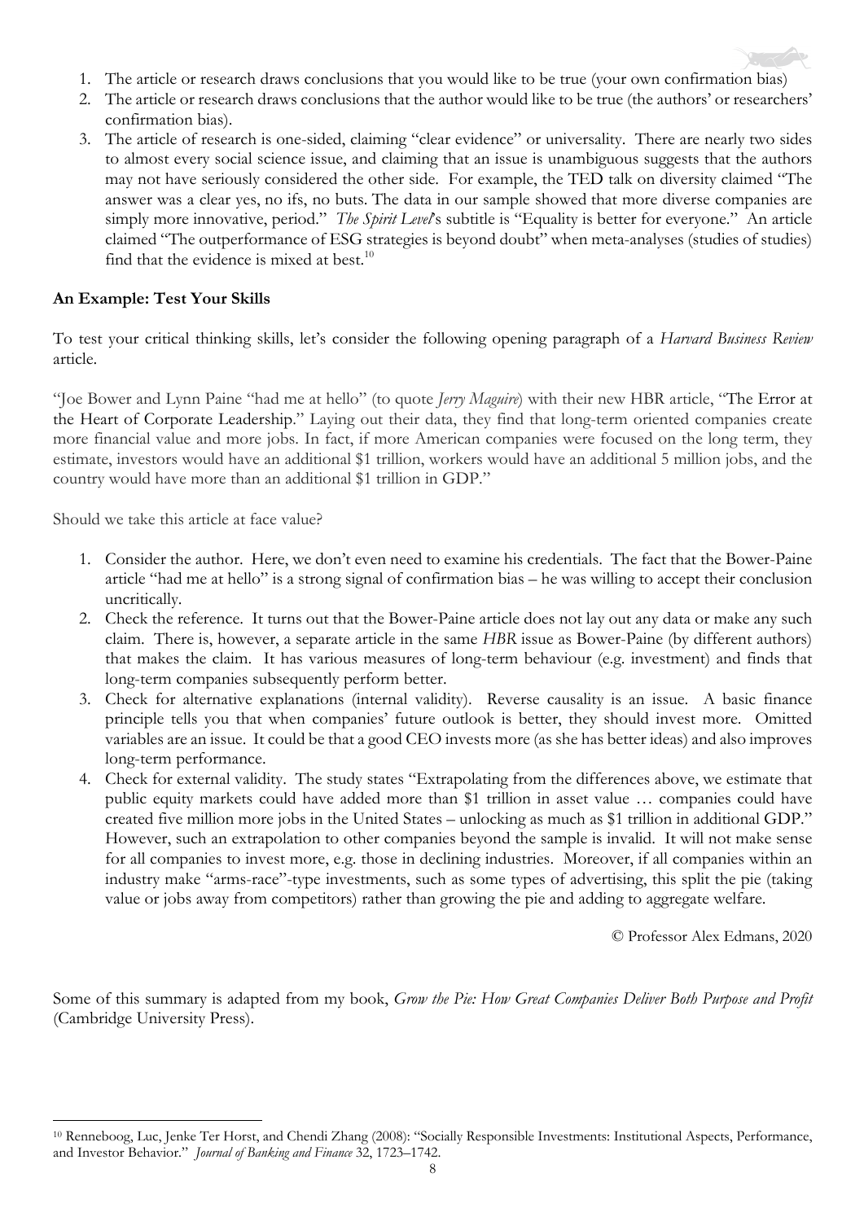1. The article or research draws conclusions that you would like to be true (your own confirmation bias)
2. The article or research draws conclusions that the author would like to be true (the authors' or researchers' confirmation bias).
3. The article of research is one-sided, claiming "clear evidence" or universality. There are nearly two sides to almost every social science issue, and claiming that an issue is unambiguous suggests that the authors may not have seriously considered the other side. For example, the TED talk on diversity claimed "The answer was a clear yes, no ifs, no buts. The data in our sample showed that more diverse companies are simply more innovative, period." *The Spirit Level*'s subtitle is "Equality is better for everyone." An article claimed "The outperformance of ESG strategies is beyond doubt" when meta-analyses (studies of studies) find that the evidence is mixed at best.[10]

**An Example: Test Your Skills**

To test your critical thinking skills, let's consider the following opening paragraph of a *Harvard Business Review* article.

"Joe Bower and Lynn Paine "had me at hello" (to quote *Jerry Maguire*) with their new HBR article, "The Error at the Heart of Corporate Leadership." Laying out their data, they find that long-term oriented companies create more financial value and more jobs. In fact, if more American companies were focused on the long term, they estimate, investors would have an additional $1 trillion, workers would have an additional 5 million jobs, and the country would have more than an additional $1 trillion in GDP."

Should we take this article at face value?

1. Consider the author. Here, we don't even need to examine his credentials. The fact that the Bower-Paine article "had me at hello" is a strong signal of confirmation bias – he was willing to accept their conclusion uncritically.
2. Check the reference. It turns out that the Bower-Paine article does not lay out any data or make any such claim. There is, however, a separate article in the same *HBR* issue as Bower-Paine (by different authors) that makes the claim. It has various measures of long-term behaviour (e.g. investment) and finds that long-term companies subsequently perform better.
3. Check for alternative explanations (internal validity). Reverse causality is an issue. A basic finance principle tells you that when companies' future outlook is better, they should invest more. Omitted variables are an issue. It could be that a good CEO invests more (as she has better ideas) and also improves long-term performance.
4. Check for external validity. The study states "Extrapolating from the differences above, we estimate that public equity markets could have added more than $1 trillion in asset value … companies could have created five million more jobs in the United States – unlocking as much as $1 trillion in additional GDP." However, such an extrapolation to other companies beyond the sample is invalid. It will not make sense for all companies to invest more, e.g. those in declining industries. Moreover, if all companies within an industry make "arms-race"-type investments, such as some types of advertising, this split the pie (taking value or jobs away from competitors) rather than growing the pie and adding to aggregate welfare.

© Professor Alex Edmans, 2020

Some of this summary is adapted from my book, *Grow the Pie: How Great Companies Deliver Both Purpose and Profit* (Cambridge University Press).

---

[10] Renneboog, Luc, Jenke Ter Horst, and Chendi Zhang (2008): "Socially Responsible Investments: Institutional Aspects, Performance, and Investor Behavior." *Journal of Banking and Finance* 32, 1723–1742.